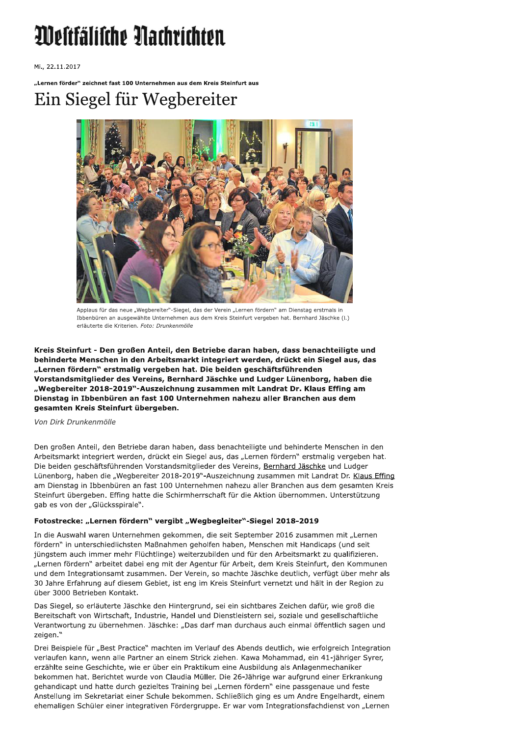# Westfälische Nachrichten

Mi., 22.11.2017

**„Lernen förder" zeichnet fast 100 Unternehmen aus dem Kreis Steinfurt aus**

## Ein Siegel für Wegbereiter

Applaus für das neue „Wegbereiter"-Siegel, das der Verein „Lernen fördern" am Dienstag erstmals in Ibbenbüren an ausgewählte Unternehmen aus dem Kreis Steinfurt vergeben hat. Bernhard Jäschke (l.) erläuterte die Kriterien. *Foto: Drunkenmölle*

**Kreis Steinfurt - Den großen Anteil, den Betriebe daran haben, dass benachteiligte und behinderte Menschen in den Arbeitsmarkt integriert werden, drückt ein Siegel aus, das „Lernen fördern" erstmalig vergeben hat. Die beiden geschäftsführenden Vorstandsmitglieder des Vereins, Bernhard Jäschke und Ludger Lünenborg, haben die „Wegbereiter 2018-2019"-Auszeichnung zusammen mit Landrat Dr. Klaus Effing am Dienstag in Ibbenbüren an fast 100 Unternehmen nahezu aller Branchen aus dem gesamten Kreis Steinfurt übergeben.**

*Von Dirk Drunkenmölle*

Den großen Anteil, den Betriebe daran haben, dass benachteiligte und behinderte Menschen in den Arbeitsmarkt integriert werden, drückt ein Siegel aus, das „Lernen fördern" erstmalig vergeben hat. Die beiden geschäftsführenden Vorstandsmitglieder des Vereins, Bernhard Jäschke und Ludger Lünenborg, haben die „Wegbereiter 2018-2019"-Auszeichnung zusammen mit Landrat Dr. Klaus Effing am Dienstag in Ibbenbüren an fast 100 Unternehmen nahezu aller Branchen aus dem gesamten Kreis Steinfurt übergeben. Effing hatte die Schirmherrschaft für die Aktion übernommen. Unterstützung gab es von der „Glücksspirale".

**Fotostrecke: „Lernen fördern" vergibt „Wegbegleiter"-Siegel 2018-2019**

In die Auswahl waren Unternehmen gekommen, die seit September 2016 zusammen mit „Lernen fördern" in unterschiedlichsten Maßnahmen geholfen haben, Menschen mit Handicaps (und seit jüngstem auch immer mehr Flüchtlinge) weiterzubilden und für den Arbeitsmarkt zu qualifizieren. „Lernen fördern" arbeitet dabei eng mit der Agentur für Arbeit, dem Kreis Steinfurt, den Kommunen und dem Integrationsamt zusammen. Der Verein, so machte Jäschke deutlich, verfügt über mehr als 30 Jahre Erfahrung auf diesem Gebiet, ist eng im Kreis Steinfurt vernetzt und hält in der Region zu über 3000 Betrieben Kontakt.

Das Siegel, so erläuterte Jäschke den Hintergrund, sei ein sichtbares Zeichen dafür, wie groß die Bereitschaft von Wirtschaft, Industrie, Handel und Dienstleistern sei, soziale und gesellschaftliche Verantwortung zu übernehmen. Jäschke: „Das darf man durchaus auch einmal öffentlich sagen und zeigen."

Drei Beispiele für „Best Practice" machten im Verlauf des Abends deutlich, wie erfolgreich Integration verlaufen kann, wenn alle Partner an einem Strick ziehen. Kawa Mohammad, ein 41-jähriger Syrer, erzählte seine Geschichte, wie er über ein Praktikum eine Ausbildung als Anlagenmechaniker bekommen hat. Berichtet wurde von Claudia Müller. Die 26-Jährige war aufgrund einer Erkrankung gehandicapt und hatte durch gezieltes Training bei „Lernen fördern" eine passgenaue und feste Anstellung im Sekretariat einer Schule bekommen. Schließlich ging es um Andre Engelhardt, einem ehemaligen Schüler einer integrativen Fördergruppe. Er war vom Integrationsfachdienst von „Lernen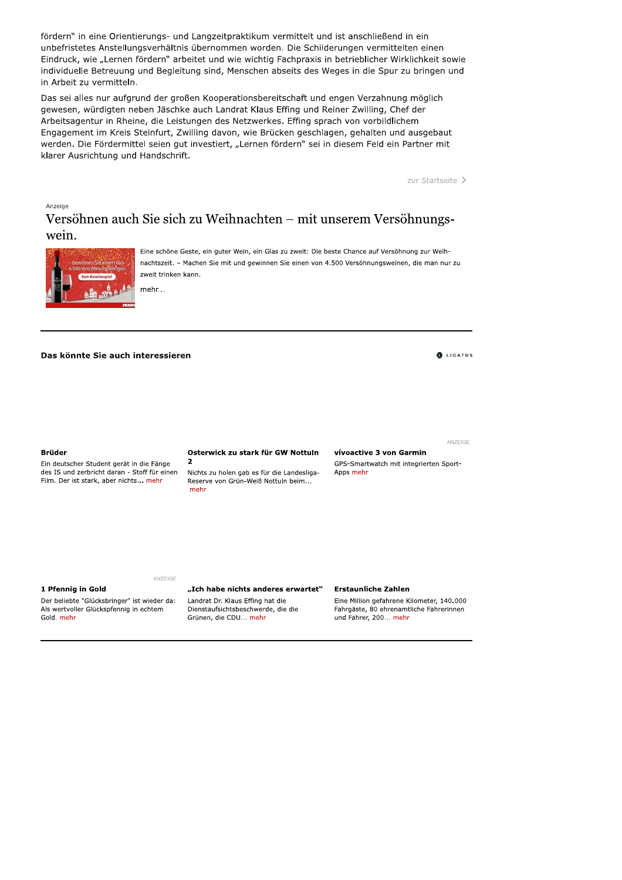fördern" in eine Orientierungs- und Langzeitpraktikum vermittelt und ist anschließend in ein unbefristetes Anstellungsverhältnis übernommen worden. Die Schilderungen vermittelten einen Eindruck, wie „Lernen fördern" arbeitet und wie wichtig Fachpraxis in betrieblicher Wirklichkeit sowie individuelle Betreuung und Begleitung sind, Menschen abseits des Weges in die Spur zu bringen und in Arbeit zu vermitteln.

Das sei alles nur aufgrund der großen Kooperationsbereitschaft und engen Verzahnung möglich gewesen, würdigten neben Jäschke auch Landrat Klaus Effing und Reiner Zwilling, Chef der Arbeitsagentur in Rheine, die Leistungen des Netzwerkes. Effing sprach von vorbildlichem Engagement im Kreis Steinfurt, Zwilling davon, wie Brücken geschlagen, gehalten und ausgebaut werden. Die Fördermittel seien gut investiert, „Lernen fördern" sei in diesem Feld ein Partner mit klarer Ausrichtung und Handschrift.

zur Startseite

Anzeige

## Versöhnen auch Sie sich zu Weihnachten – mit unserem Versöhnungswein.

Eine schöne Geste, ein guter Wein, ein Glas zu zweit: Die beste Chance auf Versöhnung zur Weihnachtszeit. – Machen Sie mit und gewinnen Sie einen von 4.500 Versöhnungsweinen, die man nur zu zweit trinken kann.

mehr...

**Das könnte Sie auch interessieren**

LIGATUS

**Brüder**

Ein deutscher Student gerät in die Fänge des IS und zerbricht daran - Stoff für einen Film. Der ist stark, aber nichts... mehr

**Osterwick zu stark für GW Nottuln 2**

Nichts zu holen gab es für die Landesliga-Reserve von Grün-Weiß Nottuln beim... mehr

ANZEIGE

**vívoactive 3 von Garmin**

GPS-Smartwatch mit integrierten Sport-Apps mehr

ANZEIGE

**1 Pfennig in Gold**

Der beliebte "Glücksbringer" ist wieder da: Als wertvoller Glückspfennig in echtem Gold. mehr

**„Ich habe nichts anderes erwartet"**

Landrat Dr. Klaus Effing hat die Dienstaufsichtsbeschwerde, die die Grünen, die CDU... mehr

**Erstaunliche Zahlen**

Eine Million gefahrene Kilometer, 140.000 Fahrgäste, 80 ehrenamtliche Fahrerinnen und Fahrer, 200... mehr